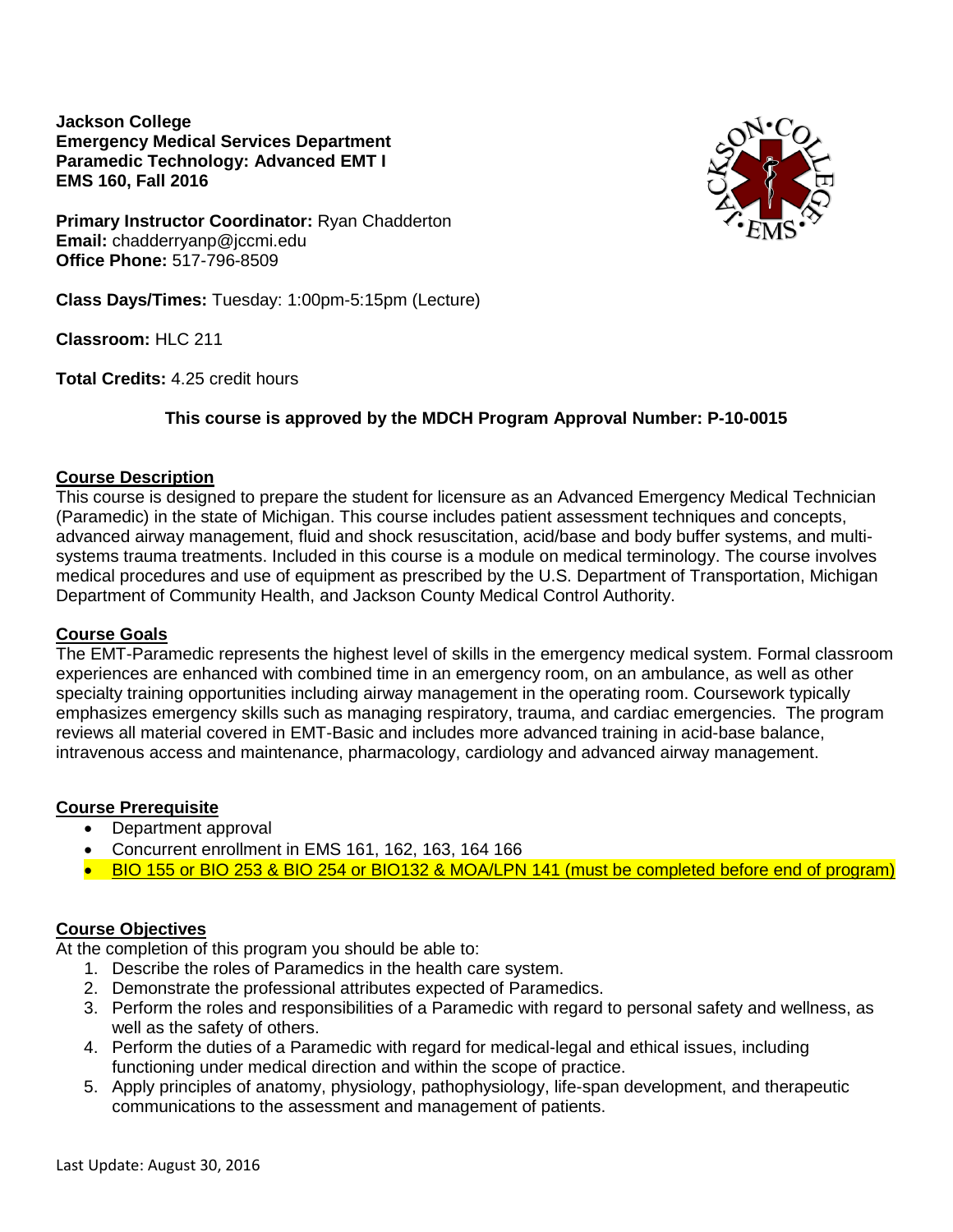**Jackson College**
**Emergency Medical Services Department**
**Paramedic Technology: Advanced EMT I**
**EMS 160, Fall 2016**

**Primary Instructor Coordinator:** Ryan Chadderton
**Email:** chadderryanp@jccmi.edu
**Office Phone:** 517-796-8509

**Class Days/Times:** Tuesday: 1:00pm-5:15pm (Lecture)

**Classroom:** HLC 211

**Total Credits:** 4.25 credit hours

**This course is approved by the MDCH Program Approval Number: P-10-0015**

## Course Description

This course is designed to prepare the student for licensure as an Advanced Emergency Medical Technician (Paramedic) in the state of Michigan. This course includes patient assessment techniques and concepts, advanced airway management, fluid and shock resuscitation, acid/base and body buffer systems, and multi-systems trauma treatments. Included in this course is a module on medical terminology. The course involves medical procedures and use of equipment as prescribed by the U.S. Department of Transportation, Michigan Department of Community Health, and Jackson County Medical Control Authority.

## Course Goals

The EMT-Paramedic represents the highest level of skills in the emergency medical system. Formal classroom experiences are enhanced with combined time in an emergency room, on an ambulance, as well as other specialty training opportunities including airway management in the operating room. Coursework typically emphasizes emergency skills such as managing respiratory, trauma, and cardiac emergencies. The program reviews all material covered in EMT-Basic and includes more advanced training in acid-base balance, intravenous access and maintenance, pharmacology, cardiology and advanced airway management.

## Course Prerequisite

- Department approval
- Concurrent enrollment in EMS 161, 162, 163, 164 166
- BIO 155 or BIO 253 & BIO 254 or BIO132 & MOA/LPN 141 (must be completed before end of program)

## Course Objectives

At the completion of this program you should be able to:

1. Describe the roles of Paramedics in the health care system.
2. Demonstrate the professional attributes expected of Paramedics.
3. Perform the roles and responsibilities of a Paramedic with regard to personal safety and wellness, as well as the safety of others.
4. Perform the duties of a Paramedic with regard for medical-legal and ethical issues, including functioning under medical direction and within the scope of practice.
5. Apply principles of anatomy, physiology, pathophysiology, life-span development, and therapeutic communications to the assessment and management of patients.

Last Update: August 30, 2016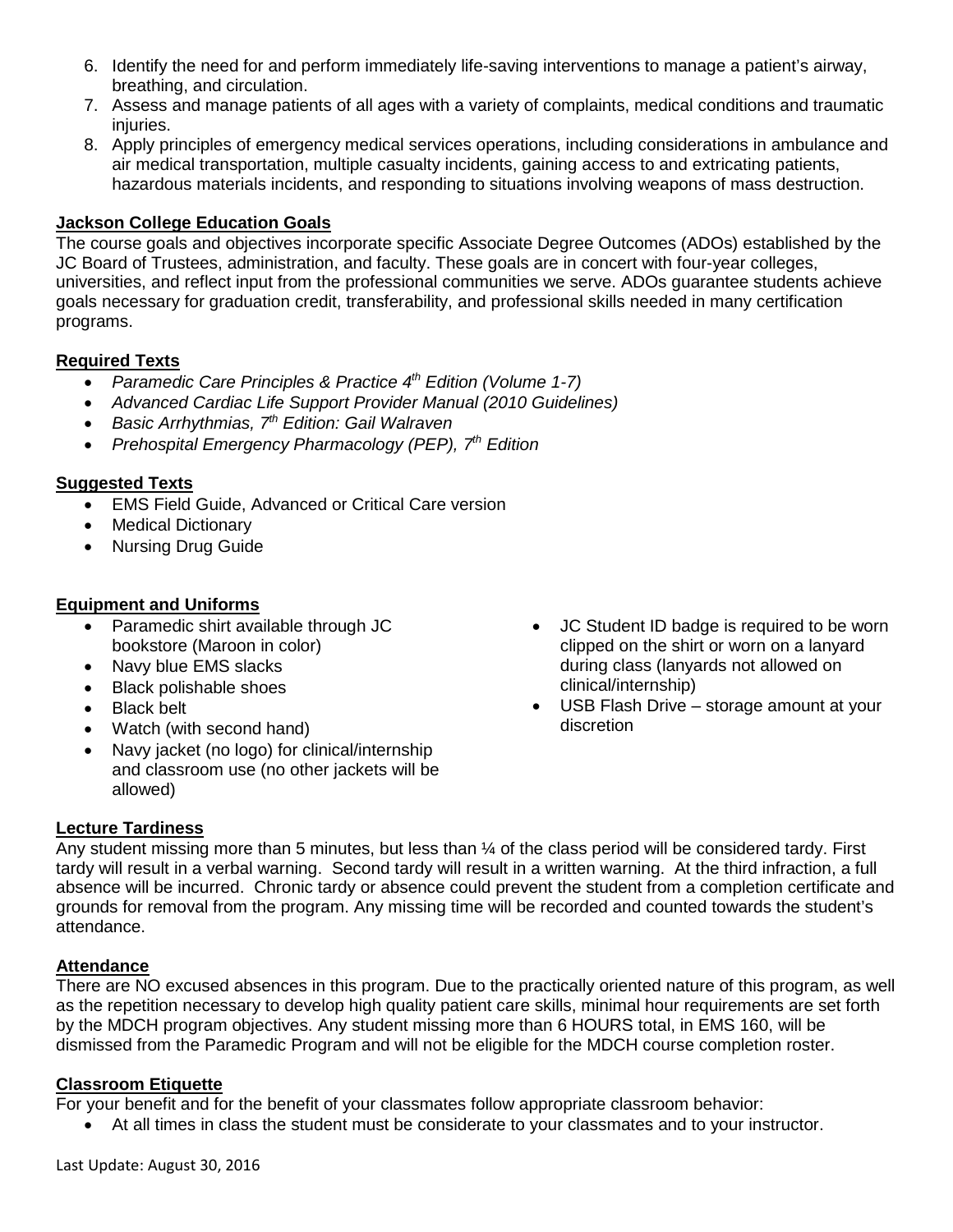6. Identify the need for and perform immediately life-saving interventions to manage a patient's airway, breathing, and circulation.
7. Assess and manage patients of all ages with a variety of complaints, medical conditions and traumatic injuries.
8. Apply principles of emergency medical services operations, including considerations in ambulance and air medical transportation, multiple casualty incidents, gaining access to and extricating patients, hazardous materials incidents, and responding to situations involving weapons of mass destruction.

**Jackson College Education Goals**

The course goals and objectives incorporate specific Associate Degree Outcomes (ADOs) established by the JC Board of Trustees, administration, and faculty. These goals are in concert with four-year colleges, universities, and reflect input from the professional communities we serve. ADOs guarantee students achieve goals necessary for graduation credit, transferability, and professional skills needed in many certification programs.

**Required Texts**

- *Paramedic Care Principles & Practice 4th Edition (Volume 1-7)*
- *Advanced Cardiac Life Support Provider Manual (2010 Guidelines)*
- *Basic Arrhythmias, 7th Edition: Gail Walraven*
- *Prehospital Emergency Pharmacology (PEP), 7th Edition*

**Suggested Texts**

- EMS Field Guide, Advanced or Critical Care version
- Medical Dictionary
- Nursing Drug Guide

**Equipment and Uniforms**

- Paramedic shirt available through JC bookstore (Maroon in color)
- Navy blue EMS slacks
- Black polishable shoes
- Black belt
- Watch (with second hand)
- Navy jacket (no logo) for clinical/internship and classroom use (no other jackets will be allowed)
- JC Student ID badge is required to be worn clipped on the shirt or worn on a lanyard during class (lanyards not allowed on clinical/internship)
- USB Flash Drive – storage amount at your discretion

**Lecture Tardiness**

Any student missing more than 5 minutes, but less than ¼ of the class period will be considered tardy. First tardy will result in a verbal warning. Second tardy will result in a written warning. At the third infraction, a full absence will be incurred. Chronic tardy or absence could prevent the student from a completion certificate and grounds for removal from the program. Any missing time will be recorded and counted towards the student's attendance.

**Attendance**

There are NO excused absences in this program. Due to the practically oriented nature of this program, as well as the repetition necessary to develop high quality patient care skills, minimal hour requirements are set forth by the MDCH program objectives. Any student missing more than 6 HOURS total, in EMS 160, will be dismissed from the Paramedic Program and will not be eligible for the MDCH course completion roster.

**Classroom Etiquette**

For your benefit and for the benefit of your classmates follow appropriate classroom behavior:

- At all times in class the student must be considerate to your classmates and to your instructor.

Last Update: August 30, 2016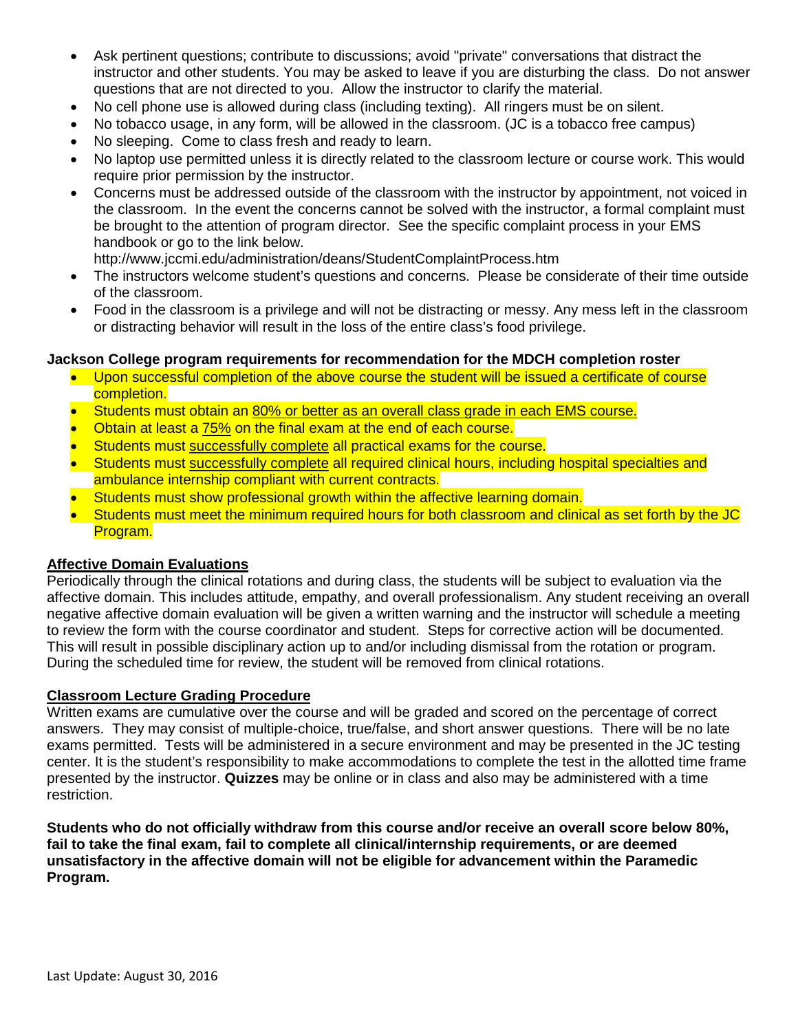- Ask pertinent questions; contribute to discussions; avoid "private" conversations that distract the instructor and other students. You may be asked to leave if you are disturbing the class. Do not answer questions that are not directed to you. Allow the instructor to clarify the material.
- No cell phone use is allowed during class (including texting). All ringers must be on silent.
- No tobacco usage, in any form, will be allowed in the classroom. (JC is a tobacco free campus)
- No sleeping. Come to class fresh and ready to learn.
- No laptop use permitted unless it is directly related to the classroom lecture or course work. This would require prior permission by the instructor.
- Concerns must be addressed outside of the classroom with the instructor by appointment, not voiced in the classroom. In the event the concerns cannot be solved with the instructor, a formal complaint must be brought to the attention of program director. See the specific complaint process in your EMS handbook or go to the link below.
  http://www.jccmi.edu/administration/deans/StudentComplaintProcess.htm
- The instructors welcome student's questions and concerns. Please be considerate of their time outside of the classroom.
- Food in the classroom is a privilege and will not be distracting or messy. Any mess left in the classroom or distracting behavior will result in the loss of the entire class's food privilege.

**Jackson College program requirements for recommendation for the MDCH completion roster**

- Upon successful completion of the above course the student will be issued a certificate of course completion.
- Students must obtain an <u>80% or better as an overall class grade in each EMS course.</u>
- Obtain at least a <u>75%</u> on the final exam at the end of each course.
- Students must <u>successfully complete</u> all practical exams for the course.
- Students must <u>successfully complete</u> all required clinical hours, including hospital specialties and ambulance internship compliant with current contracts.
- Students must show professional growth within the affective learning domain.
- Students must meet the minimum required hours for both classroom and clinical as set forth by the JC Program.

**<u>Affective Domain Evaluations</u>**

Periodically through the clinical rotations and during class, the students will be subject to evaluation via the affective domain. This includes attitude, empathy, and overall professionalism. Any student receiving an overall negative affective domain evaluation will be given a written warning and the instructor will schedule a meeting to review the form with the course coordinator and student. Steps for corrective action will be documented. This will result in possible disciplinary action up to and/or including dismissal from the rotation or program. During the scheduled time for review, the student will be removed from clinical rotations.

**<u>Classroom Lecture Grading Procedure</u>**

Written exams are cumulative over the course and will be graded and scored on the percentage of correct answers. They may consist of multiple-choice, true/false, and short answer questions. There will be no late exams permitted. Tests will be administered in a secure environment and may be presented in the JC testing center. It is the student's responsibility to make accommodations to complete the test in the allotted time frame presented by the instructor. **Quizzes** may be online or in class and also may be administered with a time restriction.

**Students who do not officially withdraw from this course and/or receive an overall score below 80%, fail to take the final exam, fail to complete all clinical/internship requirements, or are deemed unsatisfactory in the affective domain will not be eligible for advancement within the Paramedic Program.**

Last Update: August 30, 2016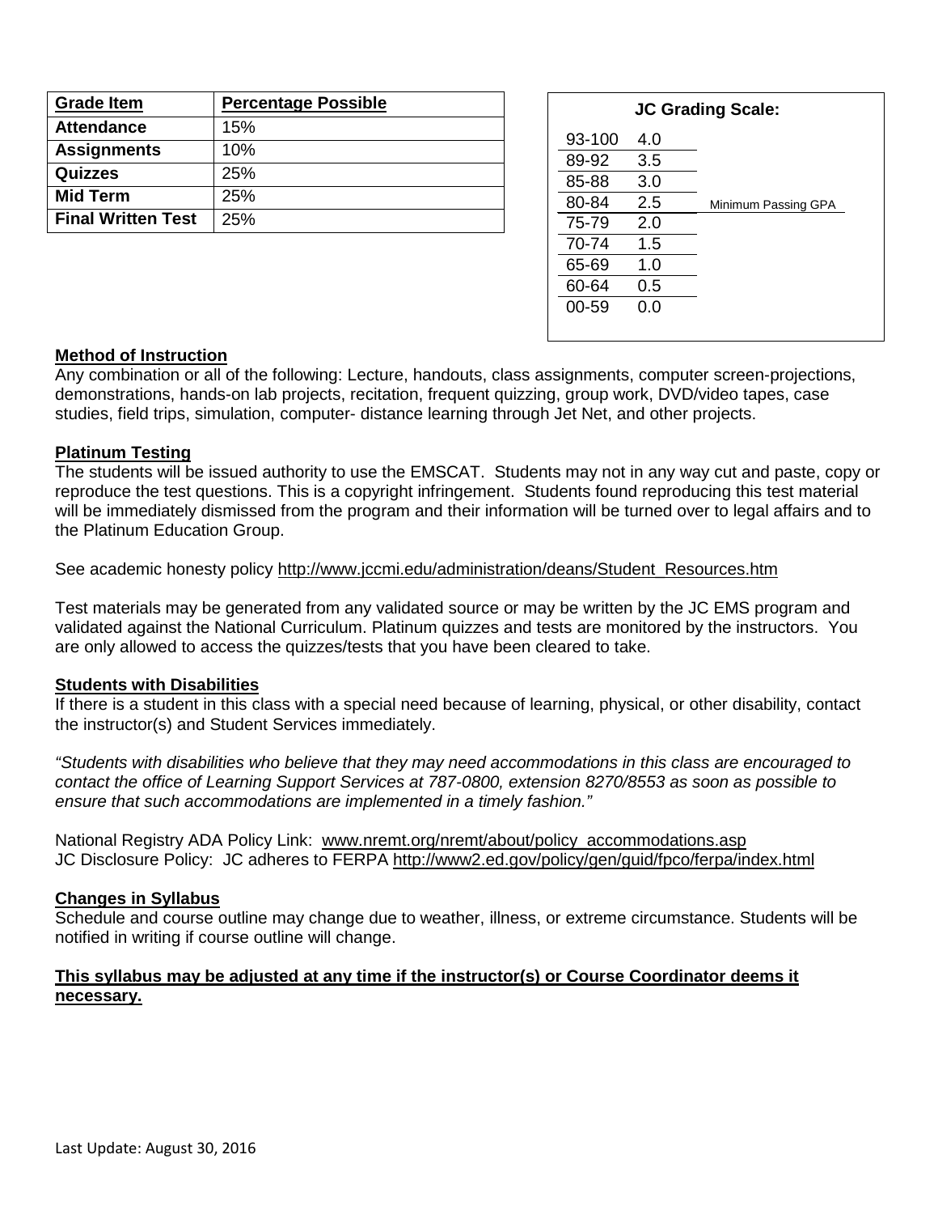| Grade Item | Percentage Possible |
| --- | --- |
| Attendance | 15% |
| Assignments | 10% |
| Quizzes | 25% |
| Mid Term | 25% |
| Final Written Test | 25% |

**JC Grading Scale:**

| Range | GPA | |
| --- | --- | --- |
| 93-100 | 4.0 | |
| 89-92 | 3.5 | |
| 85-88 | 3.0 | |
| 80-84 | 2.5 | Minimum Passing GPA |
| 75-79 | 2.0 | |
| 70-74 | 1.5 | |
| 65-69 | 1.0 | |
| 60-64 | 0.5 | |
| 00-59 | 0.0 | |

**Method of Instruction**

Any combination or all of the following: Lecture, handouts, class assignments, computer screen-projections, demonstrations, hands-on lab projects, recitation, frequent quizzing, group work, DVD/video tapes, case studies, field trips, simulation, computer- distance learning through Jet Net, and other projects.

**Platinum Testing**

The students will be issued authority to use the EMSCAT. Students may not in any way cut and paste, copy or reproduce the test questions. This is a copyright infringement. Students found reproducing this test material will be immediately dismissed from the program and their information will be turned over to legal affairs and to the Platinum Education Group.

See academic honesty policy http://www.jccmi.edu/administration/deans/Student_Resources.htm

Test materials may be generated from any validated source or may be written by the JC EMS program and validated against the National Curriculum. Platinum quizzes and tests are monitored by the instructors. You are only allowed to access the quizzes/tests that you have been cleared to take.

**Students with Disabilities**

If there is a student in this class with a special need because of learning, physical, or other disability, contact the instructor(s) and Student Services immediately.

*"Students with disabilities who believe that they may need accommodations in this class are encouraged to contact the office of Learning Support Services at 787-0800, extension 8270/8553 as soon as possible to ensure that such accommodations are implemented in a timely fashion."*

National Registry ADA Policy Link: www.nremt.org/nremt/about/policy_accommodations.asp
JC Disclosure Policy: JC adheres to FERPA http://www2.ed.gov/policy/gen/guid/fpco/ferpa/index.html

**Changes in Syllabus**

Schedule and course outline may change due to weather, illness, or extreme circumstance. Students will be notified in writing if course outline will change.

**This syllabus may be adjusted at any time if the instructor(s) or Course Coordinator deems it necessary.**

Last Update: August 30, 2016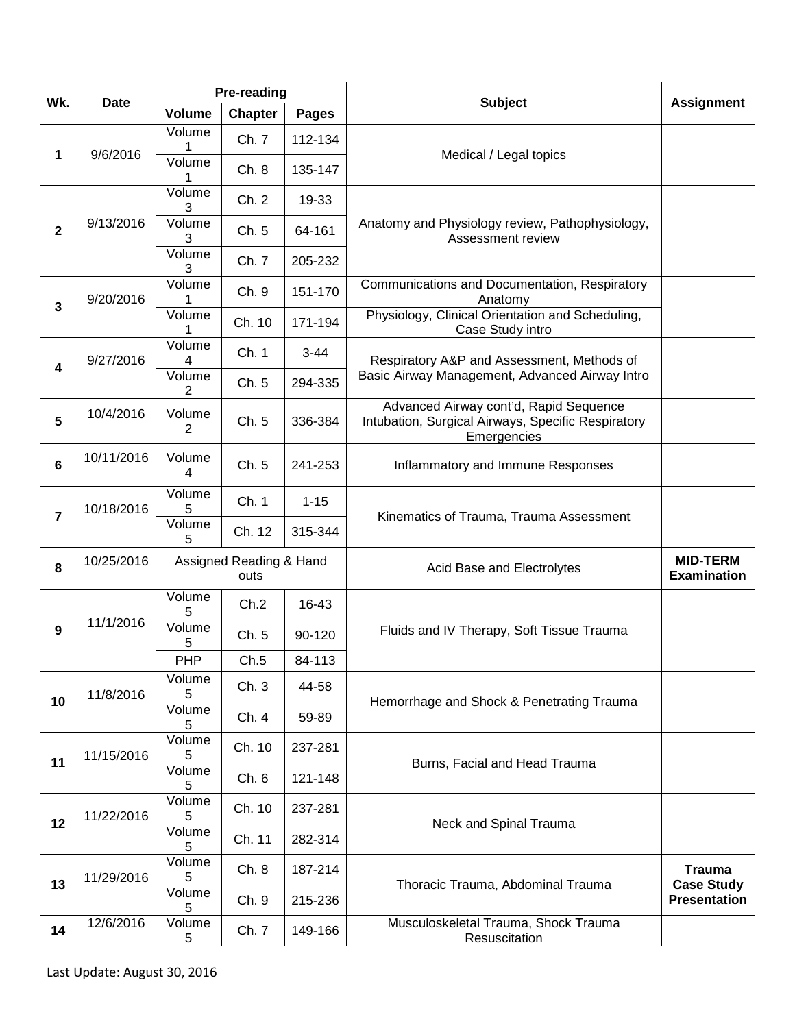| Wk. | Date | Pre-reading | | | Subject | Assignment |
|---|---|---|---|---|---|---|
| | | Volume | Chapter | Pages | | |
| 1 | 9/6/2016 | Volume 1 | Ch. 7 | 112-134 | Medical / Legal topics | |
| | | Volume 1 | Ch. 8 | 135-147 | | |
| 2 | 9/13/2016 | Volume 3 | Ch. 2 | 19-33 | Anatomy and Physiology review, Pathophysiology, Assessment review | |
| | | Volume 3 | Ch. 5 | 64-161 | | |
| | | Volume 3 | Ch. 7 | 205-232 | | |
| 3 | 9/20/2016 | Volume 1 | Ch. 9 | 151-170 | Communications and Documentation, Respiratory Anatomy | |
| | | Volume 1 | Ch. 10 | 171-194 | Physiology, Clinical Orientation and Scheduling, Case Study intro | |
| 4 | 9/27/2016 | Volume 4 | Ch. 1 | 3-44 | Respiratory A&P and Assessment, Methods of Basic Airway Management, Advanced Airway Intro | |
| | | Volume 2 | Ch. 5 | 294-335 | | |
| 5 | 10/4/2016 | Volume 2 | Ch. 5 | 336-384 | Advanced Airway cont'd, Rapid Sequence Intubation, Surgical Airways, Specific Respiratory Emergencies | |
| 6 | 10/11/2016 | Volume 4 | Ch. 5 | 241-253 | Inflammatory and Immune Responses | |
| 7 | 10/18/2016 | Volume 5 | Ch. 1 | 1-15 | Kinematics of Trauma, Trauma Assessment | |
| | | Volume 5 | Ch. 12 | 315-344 | | |
| 8 | 10/25/2016 | Assigned Reading & Hand outs | | | Acid Base and Electrolytes | **MID-TERM Examination** |
| 9 | 11/1/2016 | Volume 5 | Ch.2 | 16-43 | Fluids and IV Therapy, Soft Tissue Trauma | |
| | | Volume 5 | Ch. 5 | 90-120 | | |
| | | PHP | Ch.5 | 84-113 | | |
| 10 | 11/8/2016 | Volume 5 | Ch. 3 | 44-58 | Hemorrhage and Shock & Penetrating Trauma | |
| | | Volume 5 | Ch. 4 | 59-89 | | |
| 11 | 11/15/2016 | Volume 5 | Ch. 10 | 237-281 | Burns, Facial and Head Trauma | |
| | | Volume 5 | Ch. 6 | 121-148 | | |
| 12 | 11/22/2016 | Volume 5 | Ch. 10 | 237-281 | Neck and Spinal Trauma | |
| | | Volume 5 | Ch. 11 | 282-314 | | |
| 13 | 11/29/2016 | Volume 5 | Ch. 8 | 187-214 | Thoracic Trauma, Abdominal Trauma | **Trauma Case Study Presentation** |
| | | Volume 5 | Ch. 9 | 215-236 | | |
| 14 | 12/6/2016 | Volume 5 | Ch. 7 | 149-166 | Musculoskeletal Trauma, Shock Trauma Resuscitation | |

Last Update: August 30, 2016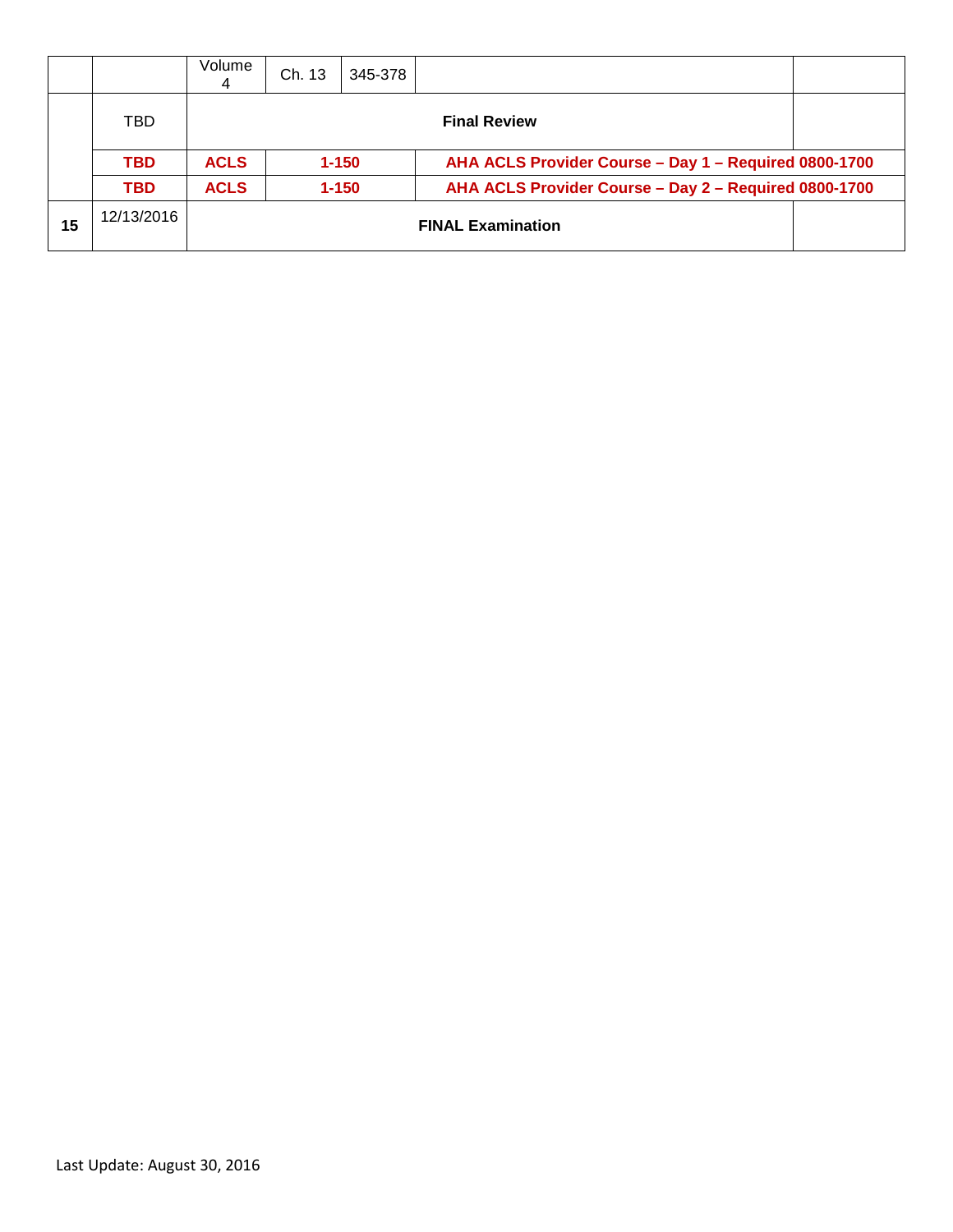| | | | | | | |
|---|---|---|---|---|---|---|
| | | Volume 4 | Ch. 13 | 345-378 | | |
| | TBD | **Final Review** | | | | |
| | **TBD** | **ACLS** | **1-150** | | **AHA ACLS Provider Course – Day 1 – Required 0800-1700** | |
| | **TBD** | **ACLS** | **1-150** | | **AHA ACLS Provider Course – Day 2 – Required 0800-1700** | |
| **15** | 12/13/2016 | **FINAL Examination** | | | | |

Last Update: August 30, 2016